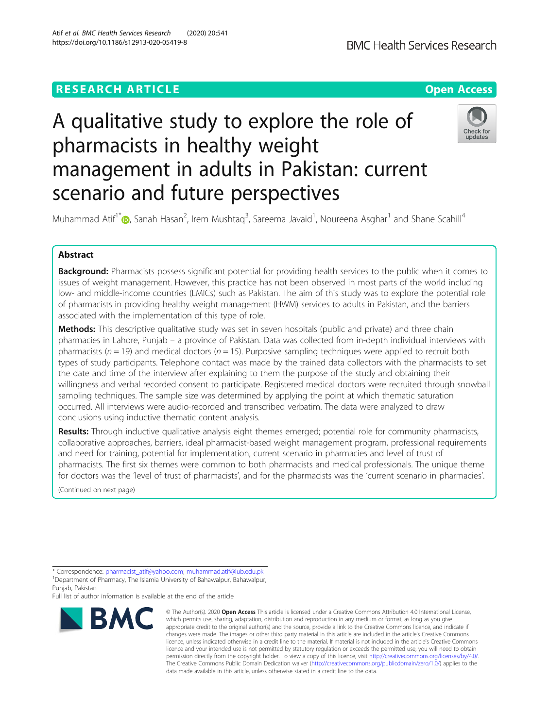# A qualitative study to explore the role of pharmacists in healthy weight management in adults in Pakistan: current scenario and future perspectives

Muhammad Atif[1*], Sanah Hasan[2], Irem Mushtaq[3], Sareema Javaid[1], Noureena Asghar[1] and Shane Scahill[4]

## Abstract

**Background:** Pharmacists possess significant potential for providing health services to the public when it comes to issues of weight management. However, this practice has not been observed in most parts of the world including low- and middle-income countries (LMICs) such as Pakistan. The aim of this study was to explore the potential role of pharmacists in providing healthy weight management (HWM) services to adults in Pakistan, and the barriers associated with the implementation of this type of role.

**Methods:** This descriptive qualitative study was set in seven hospitals (public and private) and three chain pharmacies in Lahore, Punjab – a province of Pakistan. Data was collected from in-depth individual interviews with pharmacists ($n = 19$) and medical doctors ($n = 15$). Purposive sampling techniques were applied to recruit both types of study participants. Telephone contact was made by the trained data collectors with the pharmacists to set the date and time of the interview after explaining to them the purpose of the study and obtaining their willingness and verbal recorded consent to participate. Registered medical doctors were recruited through snowball sampling techniques. The sample size was determined by applying the point at which thematic saturation occurred. All interviews were audio-recorded and transcribed verbatim. The data were analyzed to draw conclusions using inductive thematic content analysis.

**Results:** Through inductive qualitative analysis eight themes emerged; potential role for community pharmacists, collaborative approaches, barriers, ideal pharmacist-based weight management program, professional requirements and need for training, potential for implementation, current scenario in pharmacies and level of trust of pharmacists. The first six themes were common to both pharmacists and medical professionals. The unique theme for doctors was the 'level of trust of pharmacists', and for the pharmacists was the 'current scenario in pharmacies'.

(Continued on next page)

---

* Correspondence: pharmacist_atif@yahoo.com; muhammad.atif@iub.edu.pk
[1]Department of Pharmacy, The Islamia University of Bahawalpur, Bahawalpur, Punjab, Pakistan
Full list of author information is available at the end of the article

© The Author(s). 2020 **Open Access** This article is licensed under a Creative Commons Attribution 4.0 International License, which permits use, sharing, adaptation, distribution and reproduction in any medium or format, as long as you give appropriate credit to the original author(s) and the source, provide a link to the Creative Commons licence, and indicate if changes were made. The images or other third party material in this article are included in the article's Creative Commons licence, unless indicated otherwise in a credit line to the material. If material is not included in the article's Creative Commons licence and your intended use is not permitted by statutory regulation or exceeds the permitted use, you will need to obtain permission directly from the copyright holder. To view a copy of this licence, visit http://creativecommons.org/licenses/by/4.0/. The Creative Commons Public Domain Dedication waiver (http://creativecommons.org/publicdomain/zero/1.0/) applies to the data made available in this article, unless otherwise stated in a credit line to the data.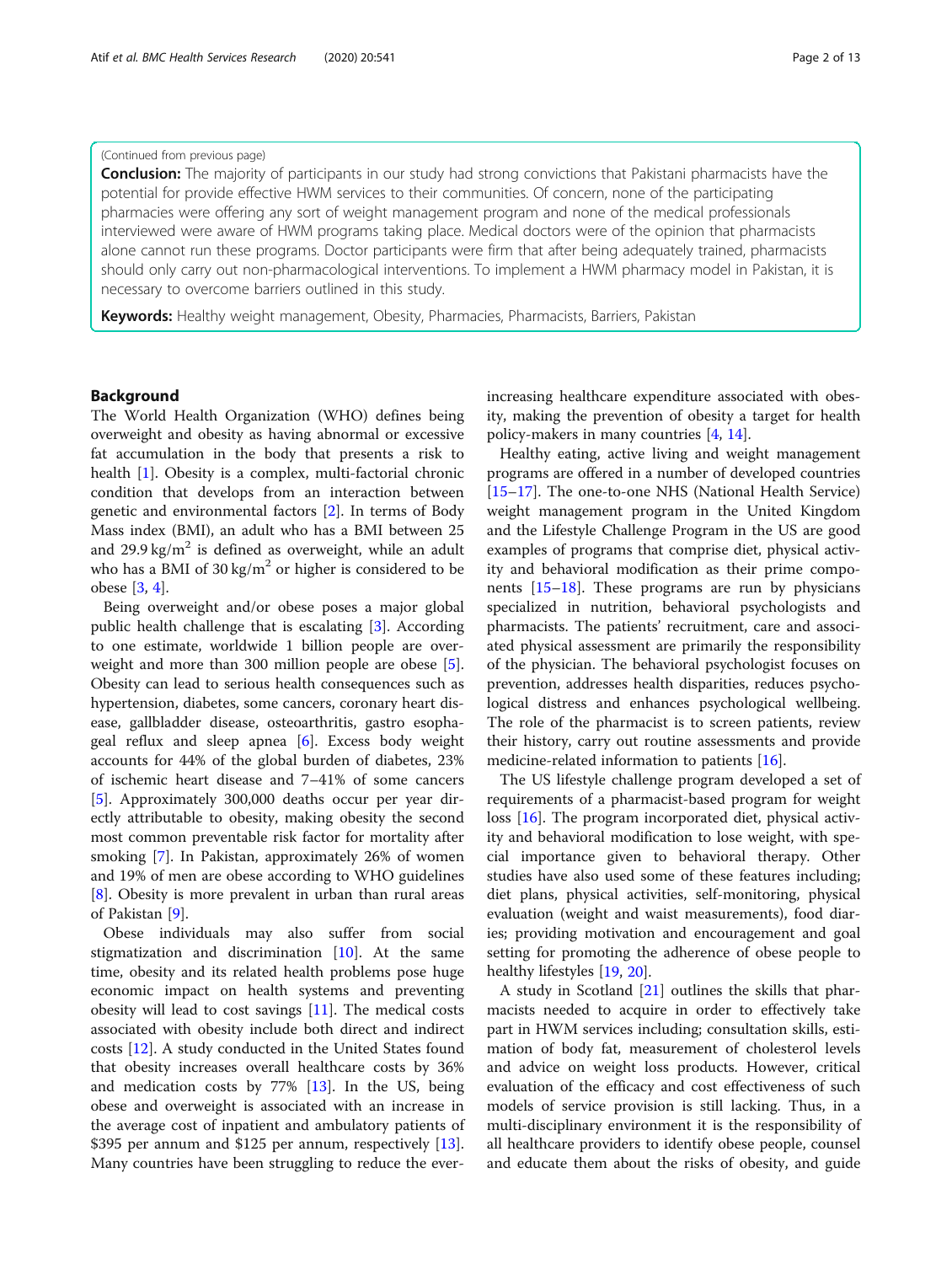(Continued from previous page)

**Conclusion:** The majority of participants in our study had strong convictions that Pakistani pharmacists have the potential for provide effective HWM services to their communities. Of concern, none of the participating pharmacies were offering any sort of weight management program and none of the medical professionals interviewed were aware of HWM programs taking place. Medical doctors were of the opinion that pharmacists alone cannot run these programs. Doctor participants were firm that after being adequately trained, pharmacists should only carry out non-pharmacological interventions. To implement a HWM pharmacy model in Pakistan, it is necessary to overcome barriers outlined in this study.

**Keywords:** Healthy weight management, Obesity, Pharmacies, Pharmacists, Barriers, Pakistan

## Background

The World Health Organization (WHO) defines being overweight and obesity as having abnormal or excessive fat accumulation in the body that presents a risk to health [1]. Obesity is a complex, multi-factorial chronic condition that develops from an interaction between genetic and environmental factors [2]. In terms of Body Mass index (BMI), an adult who has a BMI between 25 and 29.9 $kg/m^2$ is defined as overweight, while an adult who has a BMI of 30 $kg/m^2$ or higher is considered to be obese [3, 4].

Being overweight and/or obese poses a major global public health challenge that is escalating [3]. According to one estimate, worldwide 1 billion people are overweight and more than 300 million people are obese [5]. Obesity can lead to serious health consequences such as hypertension, diabetes, some cancers, coronary heart disease, gallbladder disease, osteoarthritis, gastro esophageal reflux and sleep apnea [6]. Excess body weight accounts for 44% of the global burden of diabetes, 23% of ischemic heart disease and 7–41% of some cancers [5]. Approximately 300,000 deaths occur per year directly attributable to obesity, making obesity the second most common preventable risk factor for mortality after smoking [7]. In Pakistan, approximately 26% of women and 19% of men are obese according to WHO guidelines [8]. Obesity is more prevalent in urban than rural areas of Pakistan [9].

Obese individuals may also suffer from social stigmatization and discrimination [10]. At the same time, obesity and its related health problems pose huge economic impact on health systems and preventing obesity will lead to cost savings [11]. The medical costs associated with obesity include both direct and indirect costs [12]. A study conducted in the United States found that obesity increases overall healthcare costs by 36% and medication costs by 77% [13]. In the US, being obese and overweight is associated with an increase in the average cost of inpatient and ambulatory patients of \$395 per annum and \$125 per annum, respectively [13]. Many countries have been struggling to reduce the ever-increasing healthcare expenditure associated with obesity, making the prevention of obesity a target for health policy-makers in many countries [4, 14].

Healthy eating, active living and weight management programs are offered in a number of developed countries [15–17]. The one-to-one NHS (National Health Service) weight management program in the United Kingdom and the Lifestyle Challenge Program in the US are good examples of programs that comprise diet, physical activity and behavioral modification as their prime components [15–18]. These programs are run by physicians specialized in nutrition, behavioral psychologists and pharmacists. The patients' recruitment, care and associated physical assessment are primarily the responsibility of the physician. The behavioral psychologist focuses on prevention, addresses health disparities, reduces psychological distress and enhances psychological wellbeing. The role of the pharmacist is to screen patients, review their history, carry out routine assessments and provide medicine-related information to patients [16].

The US lifestyle challenge program developed a set of requirements of a pharmacist-based program for weight loss [16]. The program incorporated diet, physical activity and behavioral modification to lose weight, with special importance given to behavioral therapy. Other studies have also used some of these features including; diet plans, physical activities, self-monitoring, physical evaluation (weight and waist measurements), food diaries; providing motivation and encouragement and goal setting for promoting the adherence of obese people to healthy lifestyles [19, 20].

A study in Scotland [21] outlines the skills that pharmacists needed to acquire in order to effectively take part in HWM services including; consultation skills, estimation of body fat, measurement of cholesterol levels and advice on weight loss products. However, critical evaluation of the efficacy and cost effectiveness of such models of service provision is still lacking. Thus, in a multi-disciplinary environment it is the responsibility of all healthcare providers to identify obese people, counsel and educate them about the risks of obesity, and guide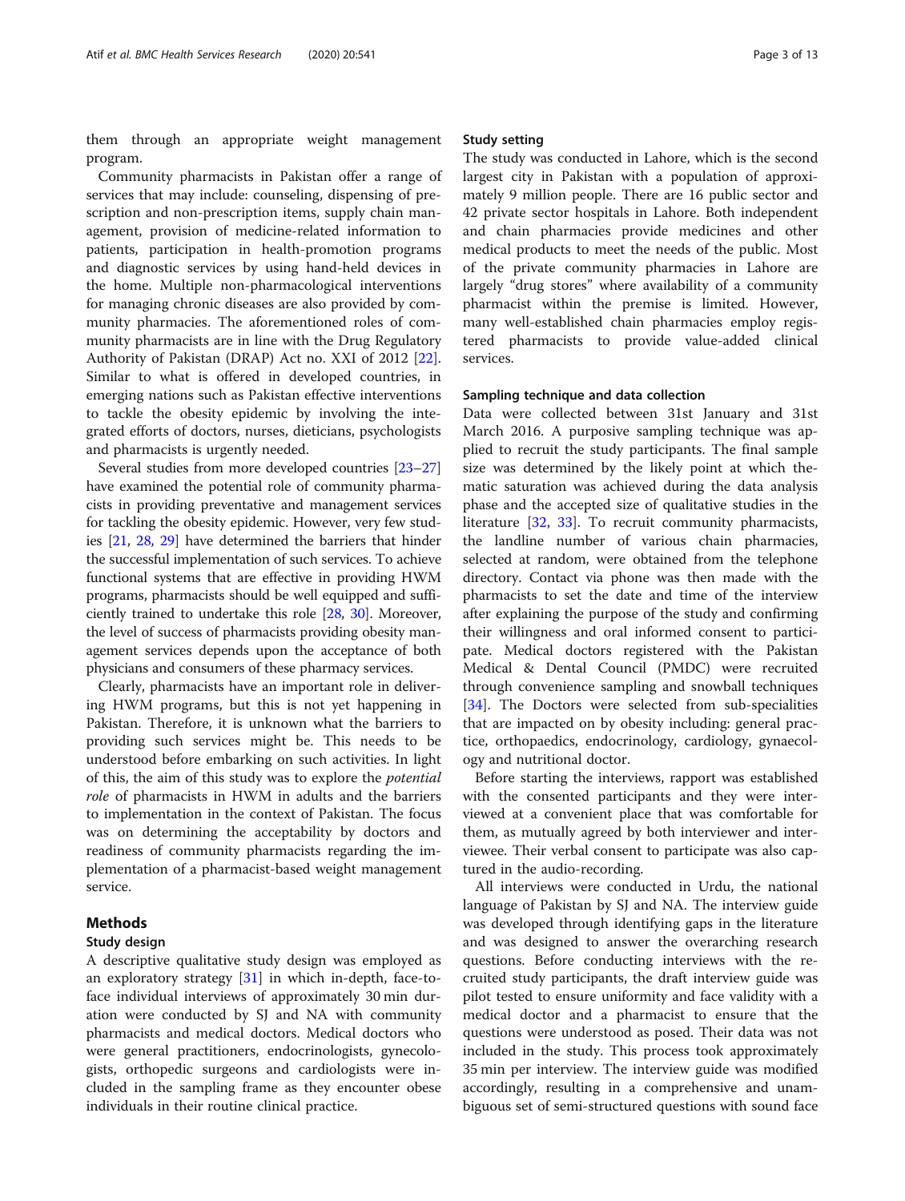them through an appropriate weight management program.

Community pharmacists in Pakistan offer a range of services that may include: counseling, dispensing of prescription and non-prescription items, supply chain management, provision of medicine-related information to patients, participation in health-promotion programs and diagnostic services by using hand-held devices in the home. Multiple non-pharmacological interventions for managing chronic diseases are also provided by community pharmacies. The aforementioned roles of community pharmacists are in line with the Drug Regulatory Authority of Pakistan (DRAP) Act no. XXI of 2012 [22]. Similar to what is offered in developed countries, in emerging nations such as Pakistan effective interventions to tackle the obesity epidemic by involving the integrated efforts of doctors, nurses, dieticians, psychologists and pharmacists is urgently needed.

Several studies from more developed countries [23–27] have examined the potential role of community pharmacists in providing preventative and management services for tackling the obesity epidemic. However, very few studies [21, 28, 29] have determined the barriers that hinder the successful implementation of such services. To achieve functional systems that are effective in providing HWM programs, pharmacists should be well equipped and sufficiently trained to undertake this role [28, 30]. Moreover, the level of success of pharmacists providing obesity management services depends upon the acceptance of both physicians and consumers of these pharmacy services.

Clearly, pharmacists have an important role in delivering HWM programs, but this is not yet happening in Pakistan. Therefore, it is unknown what the barriers to providing such services might be. This needs to be understood before embarking on such activities. In light of this, the aim of this study was to explore the *potential role* of pharmacists in HWM in adults and the barriers to implementation in the context of Pakistan. The focus was on determining the acceptability by doctors and readiness of community pharmacists regarding the implementation of a pharmacist-based weight management service.

## Methods

### Study design

A descriptive qualitative study design was employed as an exploratory strategy [31] in which in-depth, face-to-face individual interviews of approximately 30 min duration were conducted by SJ and NA with community pharmacists and medical doctors. Medical doctors who were general practitioners, endocrinologists, gynecologists, orthopedic surgeons and cardiologists were included in the sampling frame as they encounter obese individuals in their routine clinical practice.

### Study setting

The study was conducted in Lahore, which is the second largest city in Pakistan with a population of approximately 9 million people. There are 16 public sector and 42 private sector hospitals in Lahore. Both independent and chain pharmacies provide medicines and other medical products to meet the needs of the public. Most of the private community pharmacies in Lahore are largely "drug stores" where availability of a community pharmacist within the premise is limited. However, many well-established chain pharmacies employ registered pharmacists to provide value-added clinical services.

### Sampling technique and data collection

Data were collected between 31st January and 31st March 2016. A purposive sampling technique was applied to recruit the study participants. The final sample size was determined by the likely point at which thematic saturation was achieved during the data analysis phase and the accepted size of qualitative studies in the literature [32, 33]. To recruit community pharmacists, the landline number of various chain pharmacies, selected at random, were obtained from the telephone directory. Contact via phone was then made with the pharmacists to set the date and time of the interview after explaining the purpose of the study and confirming their willingness and oral informed consent to participate. Medical doctors registered with the Pakistan Medical & Dental Council (PMDC) were recruited through convenience sampling and snowball techniques [34]. The Doctors were selected from sub-specialities that are impacted on by obesity including: general practice, orthopaedics, endocrinology, cardiology, gynaecology and nutritional doctor.

Before starting the interviews, rapport was established with the consented participants and they were interviewed at a convenient place that was comfortable for them, as mutually agreed by both interviewer and interviewee. Their verbal consent to participate was also captured in the audio-recording.

All interviews were conducted in Urdu, the national language of Pakistan by SJ and NA. The interview guide was developed through identifying gaps in the literature and was designed to answer the overarching research questions. Before conducting interviews with the recruited study participants, the draft interview guide was pilot tested to ensure uniformity and face validity with a medical doctor and a pharmacist to ensure that the questions were understood as posed. Their data was not included in the study. This process took approximately 35 min per interview. The interview guide was modified accordingly, resulting in a comprehensive and unambiguous set of semi-structured questions with sound face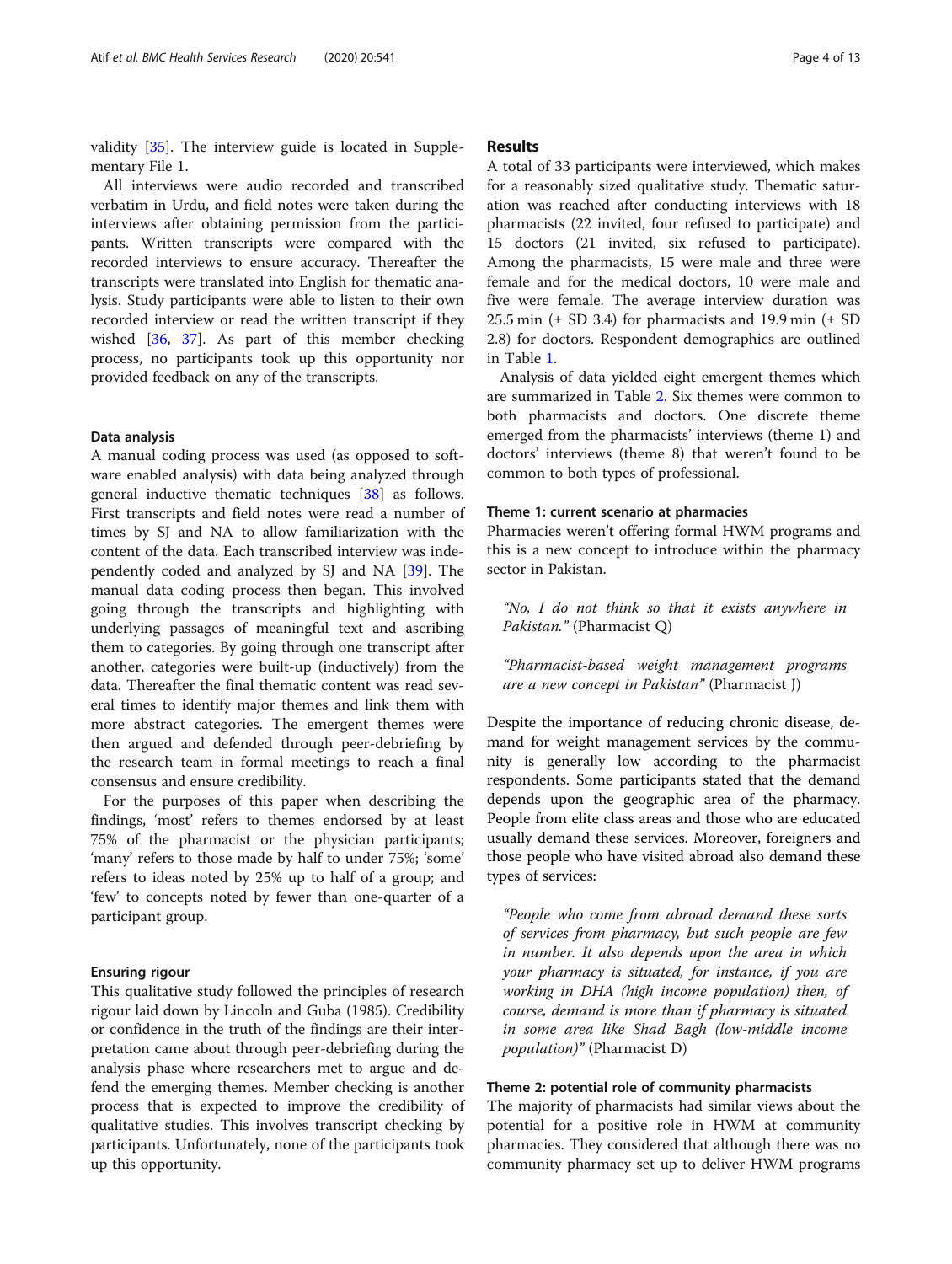validity [35]. The interview guide is located in Supplementary File 1.

All interviews were audio recorded and transcribed verbatim in Urdu, and field notes were taken during the interviews after obtaining permission from the participants. Written transcripts were compared with the recorded interviews to ensure accuracy. Thereafter the transcripts were translated into English for thematic analysis. Study participants were able to listen to their own recorded interview or read the written transcript if they wished [36, 37]. As part of this member checking process, no participants took up this opportunity nor provided feedback on any of the transcripts.

### Data analysis

A manual coding process was used (as opposed to software enabled analysis) with data being analyzed through general inductive thematic techniques [38] as follows. First transcripts and field notes were read a number of times by SJ and NA to allow familiarization with the content of the data. Each transcribed interview was independently coded and analyzed by SJ and NA [39]. The manual data coding process then began. This involved going through the transcripts and highlighting with underlying passages of meaningful text and ascribing them to categories. By going through one transcript after another, categories were built-up (inductively) from the data. Thereafter the final thematic content was read several times to identify major themes and link them with more abstract categories. The emergent themes were then argued and defended through peer-debriefing by the research team in formal meetings to reach a final consensus and ensure credibility.

For the purposes of this paper when describing the findings, 'most' refers to themes endorsed by at least 75% of the pharmacist or the physician participants; 'many' refers to those made by half to under 75%; 'some' refers to ideas noted by 25% up to half of a group; and 'few' to concepts noted by fewer than one-quarter of a participant group.

### Ensuring rigour

This qualitative study followed the principles of research rigour laid down by Lincoln and Guba (1985). Credibility or confidence in the truth of the findings are their interpretation came about through peer-debriefing during the analysis phase where researchers met to argue and defend the emerging themes. Member checking is another process that is expected to improve the credibility of qualitative studies. This involves transcript checking by participants. Unfortunately, none of the participants took up this opportunity.

## Results

A total of 33 participants were interviewed, which makes for a reasonably sized qualitative study. Thematic saturation was reached after conducting interviews with 18 pharmacists (22 invited, four refused to participate) and 15 doctors (21 invited, six refused to participate). Among the pharmacists, 15 were male and three were female and for the medical doctors, 10 were male and five were female. The average interview duration was 25.5 min (± SD 3.4) for pharmacists and 19.9 min (± SD 2.8) for doctors. Respondent demographics are outlined in Table 1.

Analysis of data yielded eight emergent themes which are summarized in Table 2. Six themes were common to both pharmacists and doctors. One discrete theme emerged from the pharmacists' interviews (theme 1) and doctors' interviews (theme 8) that weren't found to be common to both types of professional.

### Theme 1: current scenario at pharmacies

Pharmacies weren't offering formal HWM programs and this is a new concept to introduce within the pharmacy sector in Pakistan.

> *"No, I do not think so that it exists anywhere in Pakistan."* (Pharmacist Q)

> *"Pharmacist-based weight management programs are a new concept in Pakistan"* (Pharmacist J)

Despite the importance of reducing chronic disease, demand for weight management services by the community is generally low according to the pharmacist respondents. Some participants stated that the demand depends upon the geographic area of the pharmacy. People from elite class areas and those who are educated usually demand these services. Moreover, foreigners and those people who have visited abroad also demand these types of services:

> *"People who come from abroad demand these sorts of services from pharmacy, but such people are few in number. It also depends upon the area in which your pharmacy is situated, for instance, if you are working in DHA (high income population) then, of course, demand is more than if pharmacy is situated in some area like Shad Bagh (low-middle income population)"* (Pharmacist D)

### Theme 2: potential role of community pharmacists

The majority of pharmacists had similar views about the potential for a positive role in HWM at community pharmacies. They considered that although there was no community pharmacy set up to deliver HWM programs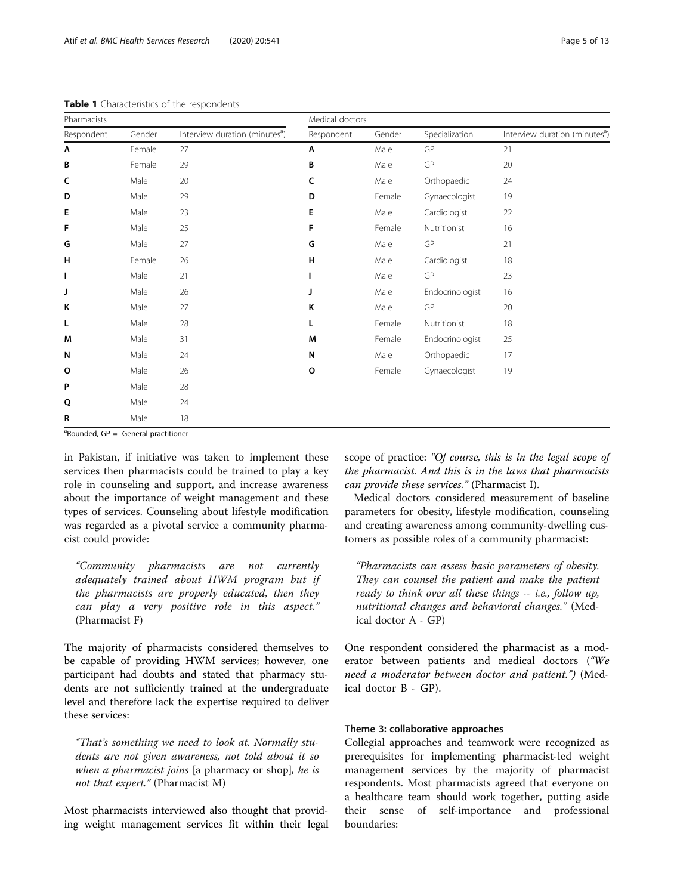**Table 1** Characteristics of the respondents

| Pharmacists | | | Medical doctors | | | |
|---|---|---|---|---|---|---|
| Respondent | Gender | Interview duration (minutes[a]) | Respondent | Gender | Specialization | Interview duration (minutes[a]) |
| **A** | Female | 27 | **A** | Male | GP | 21 |
| **B** | Female | 29 | **B** | Male | GP | 20 |
| **C** | Male | 20 | **C** | Male | Orthopaedic | 24 |
| **D** | Male | 29 | **D** | Female | Gynaecologist | 19 |
| **E** | Male | 23 | **E** | Male | Cardiologist | 22 |
| **F** | Male | 25 | **F** | Female | Nutritionist | 16 |
| **G** | Male | 27 | **G** | Male | GP | 21 |
| **H** | Female | 26 | **H** | Male | Cardiologist | 18 |
| **I** | Male | 21 | **I** | Male | GP | 23 |
| **J** | Male | 26 | **J** | Male | Endocrinologist | 16 |
| **K** | Male | 27 | **K** | Male | GP | 20 |
| **L** | Male | 28 | **L** | Female | Nutritionist | 18 |
| **M** | Male | 31 | **M** | Female | Endocrinologist | 25 |
| **N** | Male | 24 | **N** | Male | Orthopaedic | 17 |
| **O** | Male | 26 | **O** | Female | Gynaecologist | 19 |
| **P** | Male | 28 | | | | |
| **Q** | Male | 24 | | | | |
| **R** | Male | 18 | | | | |

[a]Rounded, GP = General practitioner

in Pakistan, if initiative was taken to implement these services then pharmacists could be trained to play a key role in counseling and support, and increase awareness about the importance of weight management and these types of services. Counseling about lifestyle modification was regarded as a pivotal service a community pharmacist could provide:

> *"Community pharmacists are not currently adequately trained about HWM program but if the pharmacists are properly educated, then they can play a very positive role in this aspect."* (Pharmacist F)

The majority of pharmacists considered themselves to be capable of providing HWM services; however, one participant had doubts and stated that pharmacy students are not sufficiently trained at the undergraduate level and therefore lack the expertise required to deliver these services:

> *"That's something we need to look at. Normally students are not given awareness, not told about it so when a pharmacist joins* [a pharmacy or shop]*, he is not that expert."* (Pharmacist M)

Most pharmacists interviewed also thought that providing weight management services fit within their legal scope of practice: *"Of course, this is in the legal scope of the pharmacist. And this is in the laws that pharmacists can provide these services."* (Pharmacist I).

Medical doctors considered measurement of baseline parameters for obesity, lifestyle modification, counseling and creating awareness among community-dwelling customers as possible roles of a community pharmacist:

> *"Pharmacists can assess basic parameters of obesity. They can counsel the patient and make the patient ready to think over all these things -- i.e., follow up, nutritional changes and behavioral changes."* (Medical doctor A - GP)

One respondent considered the pharmacist as a moderator between patients and medical doctors (*"We need a moderator between doctor and patient.")* (Medical doctor B - GP).

#### Theme 3: collaborative approaches

Collegial approaches and teamwork were recognized as prerequisites for implementing pharmacist-led weight management services by the majority of pharmacist respondents. Most pharmacists agreed that everyone on a healthcare team should work together, putting aside their sense of self-importance and professional boundaries: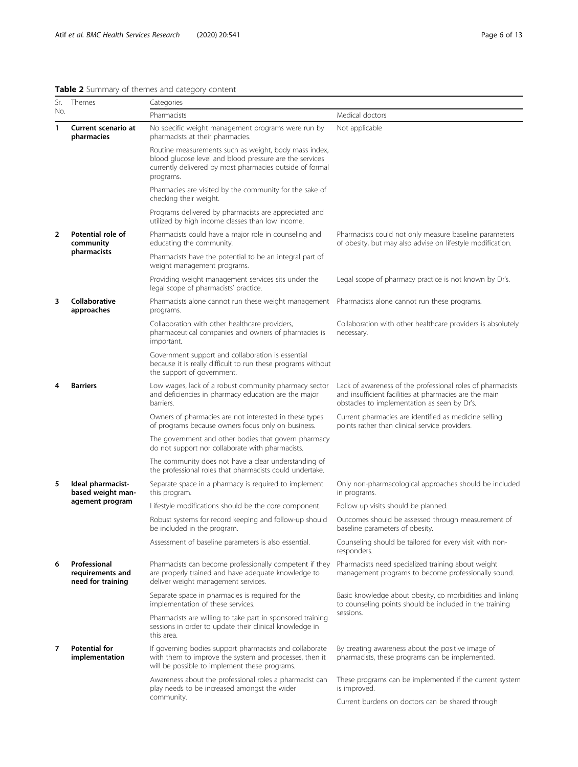**Table 2** Summary of themes and category content

| Sr. No. | Themes | Categories | |
|---|---|---|---|
| | | Pharmacists | Medical doctors |
| **1** | **Current scenario at pharmacies** | No specific weight management programs were run by pharmacists at their pharmacies. | Not applicable |
| | | Routine measurements such as weight, body mass index, blood glucose level and blood pressure are the services currently delivered by most pharmacies outside of formal programs. | |
| | | Pharmacies are visited by the community for the sake of checking their weight. | |
| | | Programs delivered by pharmacists are appreciated and utilized by high income classes than low income. | |
| **2** | **Potential role of community pharmacists** | Pharmacists could have a major role in counseling and educating the community. | Pharmacists could not only measure baseline parameters of obesity, but may also advise on lifestyle modification. |
| | | Pharmacists have the potential to be an integral part of weight management programs. | |
| | | Providing weight management services sits under the legal scope of pharmacists' practice. | Legal scope of pharmacy practice is not known by Dr's. |
| **3** | **Collaborative approaches** | Pharmacists alone cannot run these weight management programs. | Pharmacists alone cannot run these programs. |
| | | Collaboration with other healthcare providers, pharmaceutical companies and owners of pharmacies is important. | Collaboration with other healthcare providers is absolutely necessary. |
| | | Government support and collaboration is essential because it is really difficult to run these programs without the support of government. | |
| **4** | **Barriers** | Low wages, lack of a robust community pharmacy sector and deficiencies in pharmacy education are the major barriers. | Lack of awareness of the professional roles of pharmacists and insufficient facilities at pharmacies are the main obstacles to implementation as seen by Dr's. |
| | | Owners of pharmacies are not interested in these types of programs because owners focus only on business. | Current pharmacies are identified as medicine selling points rather than clinical service providers. |
| | | The government and other bodies that govern pharmacy do not support nor collaborate with pharmacists. | |
| | | The community does not have a clear understanding of the professional roles that pharmacists could undertake. | |
| **5** | **Ideal pharmacist-based weight management program** | Separate space in a pharmacy is required to implement this program. | Only non-pharmacological approaches should be included in programs. |
| | | Lifestyle modifications should be the core component. | Follow up visits should be planned. |
| | | Robust systems for record keeping and follow-up should be included in the program. | Outcomes should be assessed through measurement of baseline parameters of obesity. |
| | | Assessment of baseline parameters is also essential. | Counseling should be tailored for every visit with non-responders. |
| **6** | **Professional requirements and need for training** | Pharmacists can become professionally competent if they are properly trained and have adequate knowledge to deliver weight management services. | Pharmacists need specialized training about weight management programs to become professionally sound. |
| | | Separate space in pharmacies is required for the implementation of these services. | Basic knowledge about obesity, co morbidities and linking to counseling points should be included in the training sessions. |
| | | Pharmacists are willing to take part in sponsored training sessions in order to update their clinical knowledge in this area. | |
| **7** | **Potential for implementation** | If governing bodies support pharmacists and collaborate with them to improve the system and processes, then it will be possible to implement these programs. | By creating awareness about the positive image of pharmacists, these programs can be implemented. |
| | | Awareness about the professional roles a pharmacist can play needs to be increased amongst the wider community. | These programs can be implemented if the current system is improved. |
| | | | Current burdens on doctors can be shared through |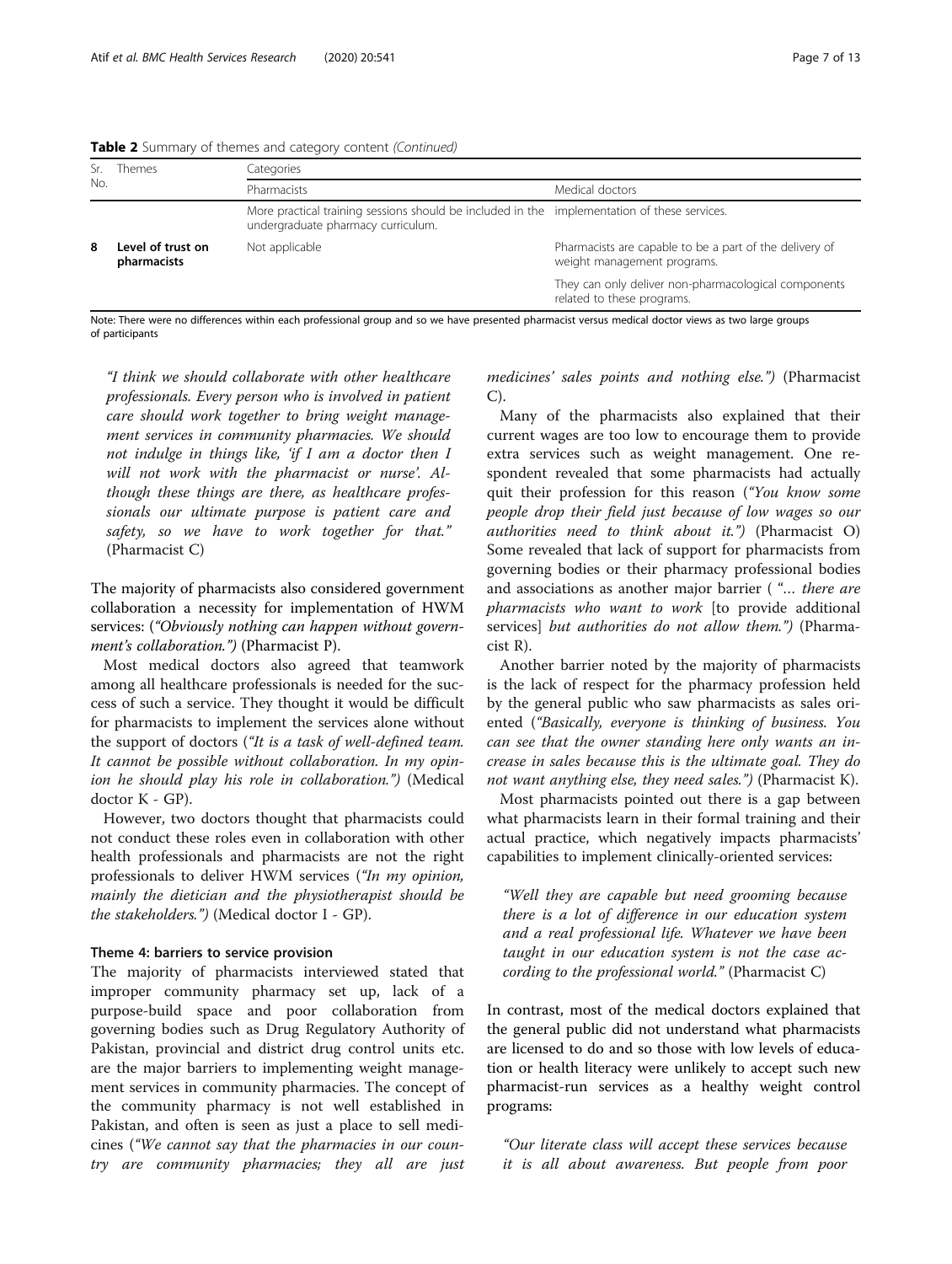**Table 2** Summary of themes and category content *(Continued)*

| Sr. No. | Themes | Categories | |
|---|---|---|---|
| | | Pharmacists | Medical doctors |
| | | More practical training sessions should be included in the undergraduate pharmacy curriculum. | implementation of these services. |
| 8 | **Level of trust on pharmacists** | Not applicable | Pharmacists are capable to be a part of the delivery of weight management programs. |
| | | | They can only deliver non-pharmacological components related to these programs. |

Note: There were no differences within each professional group and so we have presented pharmacist versus medical doctor views as two large groups of participants

> *"I think we should collaborate with other healthcare professionals. Every person who is involved in patient care should work together to bring weight management services in community pharmacies. We should not indulge in things like, 'if I am a doctor then I will not work with the pharmacist or nurse'. Although these things are there, as healthcare professionals our ultimate purpose is patient care and safety, so we have to work together for that."* (Pharmacist C)

The majority of pharmacists also considered government collaboration a necessity for implementation of HWM services: (*"Obviously nothing can happen without government's collaboration."*) (Pharmacist P).

Most medical doctors also agreed that teamwork among all healthcare professionals is needed for the success of such a service. They thought it would be difficult for pharmacists to implement the services alone without the support of doctors (*"It is a task of well-defined team. It cannot be possible without collaboration. In my opinion he should play his role in collaboration."*) (Medical doctor K - GP).

However, two doctors thought that pharmacists could not conduct these roles even in collaboration with other health professionals and pharmacists are not the right professionals to deliver HWM services (*"In my opinion, mainly the dietician and the physiotherapist should be the stakeholders."*) (Medical doctor I - GP).

#### Theme 4: barriers to service provision

The majority of pharmacists interviewed stated that improper community pharmacy set up, lack of a purpose-build space and poor collaboration from governing bodies such as Drug Regulatory Authority of Pakistan, provincial and district drug control units etc. are the major barriers to implementing weight management services in community pharmacies. The concept of the community pharmacy is not well established in Pakistan, and often is seen as just a place to sell medicines (*"We cannot say that the pharmacies in our country are community pharmacies; they all are just medicines' sales points and nothing else."*) (Pharmacist C).

Many of the pharmacists also explained that their current wages are too low to encourage them to provide extra services such as weight management. One respondent revealed that some pharmacists had actually quit their profession for this reason (*"You know some people drop their field just because of low wages so our authorities need to think about it."*) (Pharmacist O) Some revealed that lack of support for pharmacists from governing bodies or their pharmacy professional bodies and associations as another major barrier ( *"… there are pharmacists who want to work* [to provide additional services] *but authorities do not allow them."*) (Pharmacist R).

Another barrier noted by the majority of pharmacists is the lack of respect for the pharmacy profession held by the general public who saw pharmacists as sales oriented (*"Basically, everyone is thinking of business. You can see that the owner standing here only wants an increase in sales because this is the ultimate goal. They do not want anything else, they need sales."*) (Pharmacist K).

Most pharmacists pointed out there is a gap between what pharmacists learn in their formal training and their actual practice, which negatively impacts pharmacists' capabilities to implement clinically-oriented services:

> *"Well they are capable but need grooming because there is a lot of difference in our education system and a real professional life. Whatever we have been taught in our education system is not the case according to the professional world."* (Pharmacist C)

In contrast, most of the medical doctors explained that the general public did not understand what pharmacists are licensed to do and so those with low levels of education or health literacy were unlikely to accept such new pharmacist-run services as a healthy weight control programs:

> *"Our literate class will accept these services because it is all about awareness. But people from poor*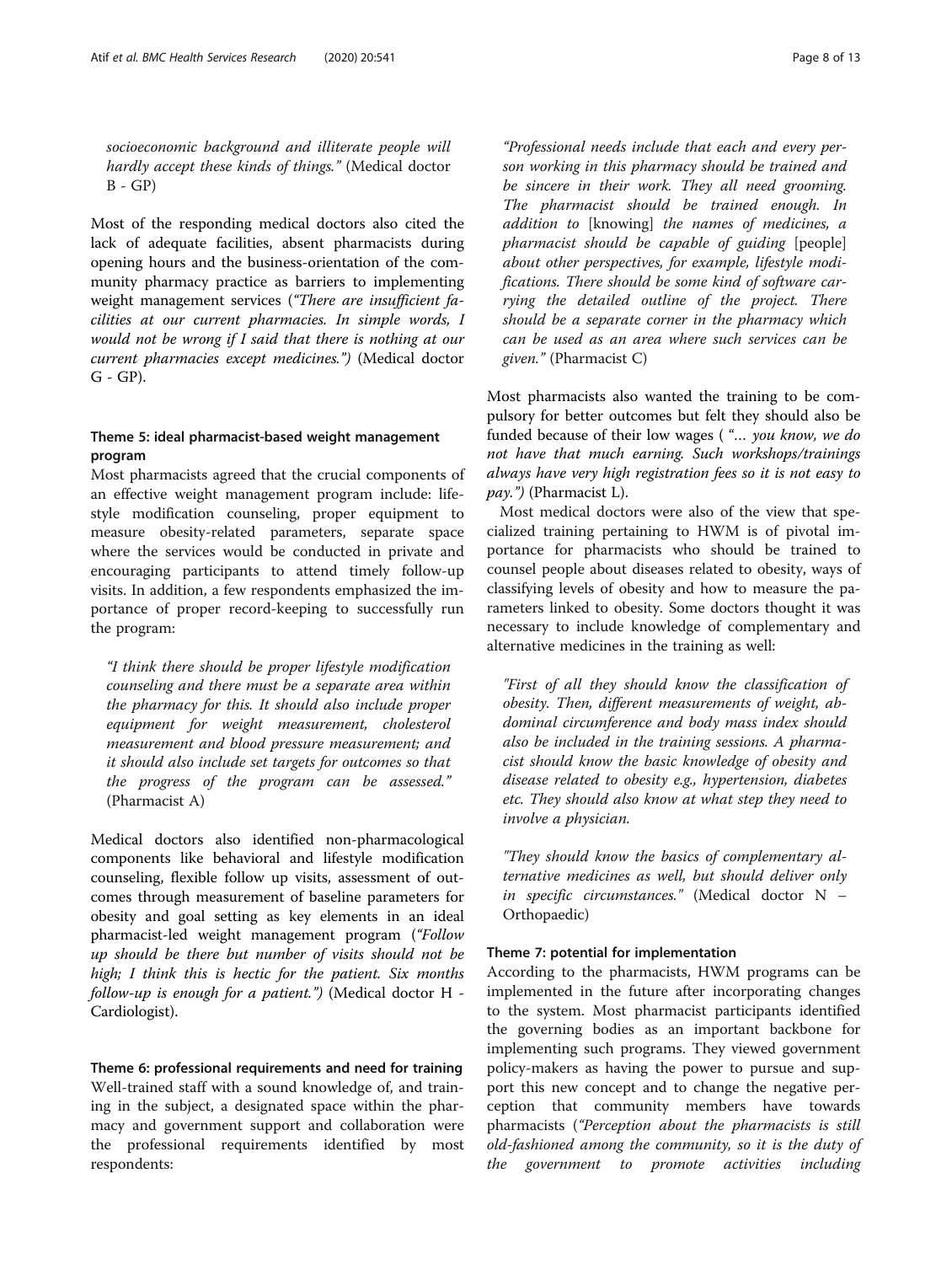*socioeconomic background and illiterate people will hardly accept these kinds of things."* (Medical doctor B - GP)

Most of the responding medical doctors also cited the lack of adequate facilities, absent pharmacists during opening hours and the business-orientation of the community pharmacy practice as barriers to implementing weight management services (*"There are insufficient facilities at our current pharmacies. In simple words, I would not be wrong if I said that there is nothing at our current pharmacies except medicines.")* (Medical doctor G - GP).

### Theme 5: ideal pharmacist-based weight management program

Most pharmacists agreed that the crucial components of an effective weight management program include: lifestyle modification counseling, proper equipment to measure obesity-related parameters, separate space where the services would be conducted in private and encouraging participants to attend timely follow-up visits. In addition, a few respondents emphasized the importance of proper record-keeping to successfully run the program:

> *"I think there should be proper lifestyle modification counseling and there must be a separate area within the pharmacy for this. It should also include proper equipment for weight measurement, cholesterol measurement and blood pressure measurement; and it should also include set targets for outcomes so that the progress of the program can be assessed."* (Pharmacist A)

Medical doctors also identified non-pharmacological components like behavioral and lifestyle modification counseling, flexible follow up visits, assessment of outcomes through measurement of baseline parameters for obesity and goal setting as key elements in an ideal pharmacist-led weight management program (*"Follow up should be there but number of visits should not be high; I think this is hectic for the patient. Six months follow-up is enough for a patient.")* (Medical doctor H - Cardiologist).

### Theme 6: professional requirements and need for training

Well-trained staff with a sound knowledge of, and training in the subject, a designated space within the pharmacy and government support and collaboration were the professional requirements identified by most respondents:

> *"Professional needs include that each and every person working in this pharmacy should be trained and be sincere in their work. They all need grooming. The pharmacist should be trained enough. In addition to* [knowing] *the names of medicines, a pharmacist should be capable of guiding* [people] *about other perspectives, for example, lifestyle modifications. There should be some kind of software carrying the detailed outline of the project. There should be a separate corner in the pharmacy which can be used as an area where such services can be given."* (Pharmacist C)

Most pharmacists also wanted the training to be compulsory for better outcomes but felt they should also be funded because of their low wages ( *"… you know, we do not have that much earning. Such workshops/trainings always have very high registration fees so it is not easy to pay.")* (Pharmacist L).

Most medical doctors were also of the view that specialized training pertaining to HWM is of pivotal importance for pharmacists who should be trained to counsel people about diseases related to obesity, ways of classifying levels of obesity and how to measure the parameters linked to obesity. Some doctors thought it was necessary to include knowledge of complementary and alternative medicines in the training as well:

> *"First of all they should know the classification of obesity. Then, different measurements of weight, abdominal circumference and body mass index should also be included in the training sessions. A pharmacist should know the basic knowledge of obesity and disease related to obesity e.g., hypertension, diabetes etc. They should also know at what step they need to involve a physician.*
>
> *"They should know the basics of complementary alternative medicines as well, but should deliver only in specific circumstances."* (Medical doctor N – Orthopaedic)

### Theme 7: potential for implementation

According to the pharmacists, HWM programs can be implemented in the future after incorporating changes to the system. Most pharmacist participants identified the governing bodies as an important backbone for implementing such programs. They viewed government policy-makers as having the power to pursue and support this new concept and to change the negative perception that community members have towards pharmacists (*"Perception about the pharmacists is still old-fashioned among the community, so it is the duty of the government to promote activities including*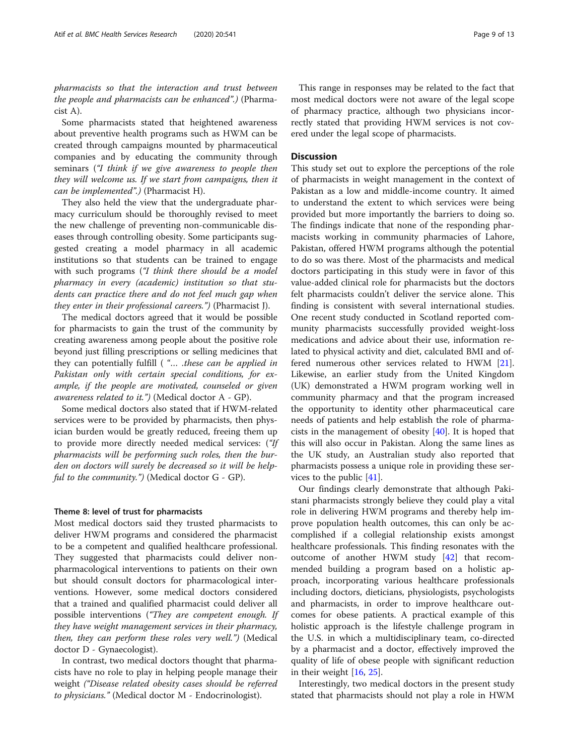*pharmacists so that the interaction and trust between the people and pharmacists can be enhanced".)* (Pharmacist A).

Some pharmacists stated that heightened awareness about preventive health programs such as HWM can be created through campaigns mounted by pharmaceutical companies and by educating the community through seminars (*"I think if we give awareness to people then they will welcome us. If we start from campaigns, then it can be implemented".)* (Pharmacist H).

They also held the view that the undergraduate pharmacy curriculum should be thoroughly revised to meet the new challenge of preventing non-communicable diseases through controlling obesity. Some participants suggested creating a model pharmacy in all academic institutions so that students can be trained to engage with such programs (*"I think there should be a model pharmacy in every (academic) institution so that students can practice there and do not feel much gap when they enter in their professional careers.")* (Pharmacist J).

The medical doctors agreed that it would be possible for pharmacists to gain the trust of the community by creating awareness among people about the positive role beyond just filling prescriptions or selling medicines that they can potentially fulfill ( *"… .these can be applied in Pakistan only with certain special conditions, for example, if the people are motivated, counseled or given awareness related to it.")* (Medical doctor A - GP).

Some medical doctors also stated that if HWM-related services were to be provided by pharmacists, then physician burden would be greatly reduced, freeing them up to provide more directly needed medical services: (*"If pharmacists will be performing such roles, then the burden on doctors will surely be decreased so it will be helpful to the community.")* (Medical doctor G - GP).

### Theme 8: level of trust for pharmacists

Most medical doctors said they trusted pharmacists to deliver HWM programs and considered the pharmacist to be a competent and qualified healthcare professional. They suggested that pharmacists could deliver non-pharmacological interventions to patients on their own but should consult doctors for pharmacological interventions. However, some medical doctors considered that a trained and qualified pharmacist could deliver all possible interventions (*"They are competent enough. If they have weight management services in their pharmacy, then, they can perform these roles very well.")* (Medical doctor D - Gynaecologist).

In contrast, two medical doctors thought that pharmacists have no role to play in helping people manage their weight (*"Disease related obesity cases should be referred to physicians."* (Medical doctor M - Endocrinologist).

This range in responses may be related to the fact that most medical doctors were not aware of the legal scope of pharmacy practice, although two physicians incorrectly stated that providing HWM services is not covered under the legal scope of pharmacists.

## Discussion

This study set out to explore the perceptions of the role of pharmacists in weight management in the context of Pakistan as a low and middle-income country. It aimed to understand the extent to which services were being provided but more importantly the barriers to doing so. The findings indicate that none of the responding pharmacists working in community pharmacies of Lahore, Pakistan, offered HWM programs although the potential to do so was there. Most of the pharmacists and medical doctors participating in this study were in favor of this value-added clinical role for pharmacists but the doctors felt pharmacists couldn't deliver the service alone. This finding is consistent with several international studies. One recent study conducted in Scotland reported community pharmacists successfully provided weight-loss medications and advice about their use, information related to physical activity and diet, calculated BMI and offered numerous other services related to HWM [21]. Likewise, an earlier study from the United Kingdom (UK) demonstrated a HWM program working well in community pharmacy and that the program increased the opportunity to identity other pharmaceutical care needs of patients and help establish the role of pharmacists in the management of obesity [40]. It is hoped that this will also occur in Pakistan. Along the same lines as the UK study, an Australian study also reported that pharmacists possess a unique role in providing these services to the public [41].

Our findings clearly demonstrate that although Pakistani pharmacists strongly believe they could play a vital role in delivering HWM programs and thereby help improve population health outcomes, this can only be accomplished if a collegial relationship exists amongst healthcare professionals. This finding resonates with the outcome of another HWM study [42] that recommended building a program based on a holistic approach, incorporating various healthcare professionals including doctors, dieticians, physiologists, psychologists and pharmacists, in order to improve healthcare outcomes for obese patients. A practical example of this holistic approach is the lifestyle challenge program in the U.S. in which a multidisciplinary team, co-directed by a pharmacist and a doctor, effectively improved the quality of life of obese people with significant reduction in their weight [16, 25].

Interestingly, two medical doctors in the present study stated that pharmacists should not play a role in HWM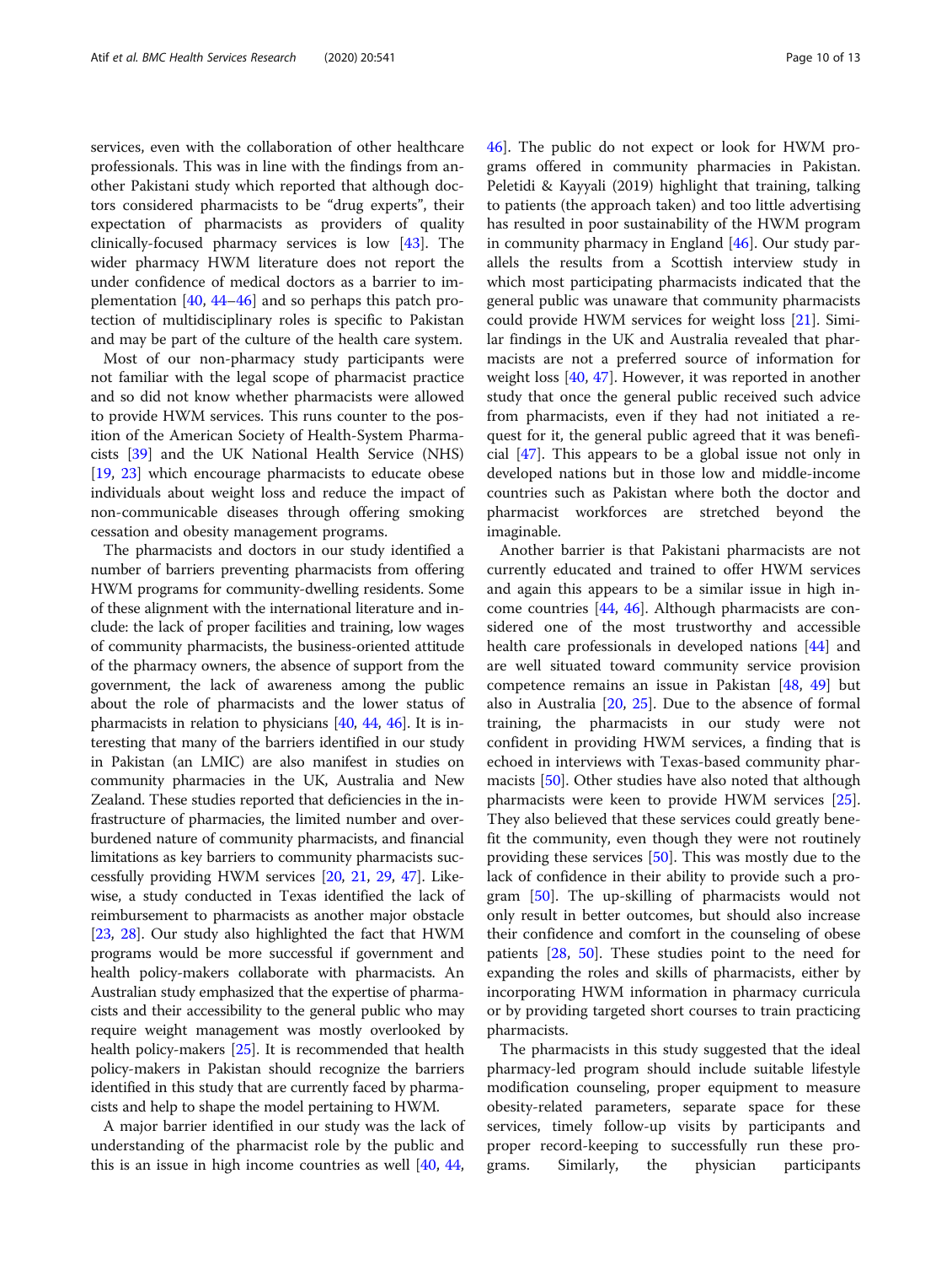services, even with the collaboration of other healthcare professionals. This was in line with the findings from another Pakistani study which reported that although doctors considered pharmacists to be "drug experts", their expectation of pharmacists as providers of quality clinically-focused pharmacy services is low [43]. The wider pharmacy HWM literature does not report the under confidence of medical doctors as a barrier to implementation [40, 44–46] and so perhaps this patch protection of multidisciplinary roles is specific to Pakistan and may be part of the culture of the health care system.

Most of our non-pharmacy study participants were not familiar with the legal scope of pharmacist practice and so did not know whether pharmacists were allowed to provide HWM services. This runs counter to the position of the American Society of Health-System Pharmacists [39] and the UK National Health Service (NHS) [19, 23] which encourage pharmacists to educate obese individuals about weight loss and reduce the impact of non-communicable diseases through offering smoking cessation and obesity management programs.

The pharmacists and doctors in our study identified a number of barriers preventing pharmacists from offering HWM programs for community-dwelling residents. Some of these alignment with the international literature and include: the lack of proper facilities and training, low wages of community pharmacists, the business-oriented attitude of the pharmacy owners, the absence of support from the government, the lack of awareness among the public about the role of pharmacists and the lower status of pharmacists in relation to physicians [40, 44, 46]. It is interesting that many of the barriers identified in our study in Pakistan (an LMIC) are also manifest in studies on community pharmacies in the UK, Australia and New Zealand. These studies reported that deficiencies in the infrastructure of pharmacies, the limited number and overburdened nature of community pharmacists, and financial limitations as key barriers to community pharmacists successfully providing HWM services [20, 21, 29, 47]. Likewise, a study conducted in Texas identified the lack of reimbursement to pharmacists as another major obstacle [23, 28]. Our study also highlighted the fact that HWM programs would be more successful if government and health policy-makers collaborate with pharmacists. An Australian study emphasized that the expertise of pharmacists and their accessibility to the general public who may require weight management was mostly overlooked by health policy-makers [25]. It is recommended that health policy-makers in Pakistan should recognize the barriers identified in this study that are currently faced by pharmacists and help to shape the model pertaining to HWM.

A major barrier identified in our study was the lack of understanding of the pharmacist role by the public and this is an issue in high income countries as well [40, 44, 46]. The public do not expect or look for HWM programs offered in community pharmacies in Pakistan. Peletidi & Kayyali (2019) highlight that training, talking to patients (the approach taken) and too little advertising has resulted in poor sustainability of the HWM program in community pharmacy in England [46]. Our study parallels the results from a Scottish interview study in which most participating pharmacists indicated that the general public was unaware that community pharmacists could provide HWM services for weight loss [21]. Similar findings in the UK and Australia revealed that pharmacists are not a preferred source of information for weight loss [40, 47]. However, it was reported in another study that once the general public received such advice from pharmacists, even if they had not initiated a request for it, the general public agreed that it was beneficial [47]. This appears to be a global issue not only in developed nations but in those low and middle-income countries such as Pakistan where both the doctor and pharmacist workforces are stretched beyond the imaginable.

Another barrier is that Pakistani pharmacists are not currently educated and trained to offer HWM services and again this appears to be a similar issue in high income countries [44, 46]. Although pharmacists are considered one of the most trustworthy and accessible health care professionals in developed nations [44] and are well situated toward community service provision competence remains an issue in Pakistan [48, 49] but also in Australia [20, 25]. Due to the absence of formal training, the pharmacists in our study were not confident in providing HWM services, a finding that is echoed in interviews with Texas-based community pharmacists [50]. Other studies have also noted that although pharmacists were keen to provide HWM services [25]. They also believed that these services could greatly benefit the community, even though they were not routinely providing these services [50]. This was mostly due to the lack of confidence in their ability to provide such a program [50]. The up-skilling of pharmacists would not only result in better outcomes, but should also increase their confidence and comfort in the counseling of obese patients [28, 50]. These studies point to the need for expanding the roles and skills of pharmacists, either by incorporating HWM information in pharmacy curricula or by providing targeted short courses to train practicing pharmacists.

The pharmacists in this study suggested that the ideal pharmacy-led program should include suitable lifestyle modification counseling, proper equipment to measure obesity-related parameters, separate space for these services, timely follow-up visits by participants and proper record-keeping to successfully run these programs. Similarly, the physician participants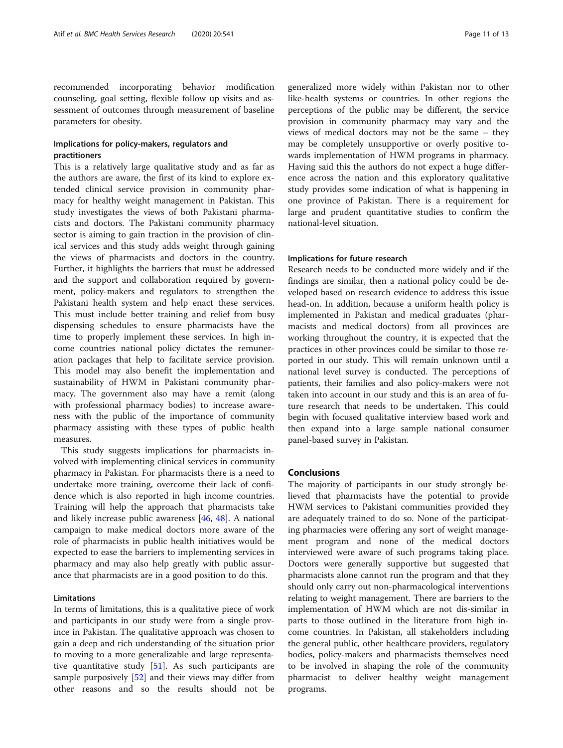recommended incorporating behavior modification counseling, goal setting, flexible follow up visits and assessment of outcomes through measurement of baseline parameters for obesity.

### Implications for policy-makers, regulators and practitioners

This is a relatively large qualitative study and as far as the authors are aware, the first of its kind to explore extended clinical service provision in community pharmacy for healthy weight management in Pakistan. This study investigates the views of both Pakistani pharmacists and doctors. The Pakistani community pharmacy sector is aiming to gain traction in the provision of clinical services and this study adds weight through gaining the views of pharmacists and doctors in the country. Further, it highlights the barriers that must be addressed and the support and collaboration required by government, policy-makers and regulators to strengthen the Pakistani health system and help enact these services. This must include better training and relief from busy dispensing schedules to ensure pharmacists have the time to properly implement these services. In high income countries national policy dictates the remuneration packages that help to facilitate service provision. This model may also benefit the implementation and sustainability of HWM in Pakistani community pharmacy. The government also may have a remit (along with professional pharmacy bodies) to increase awareness with the public of the importance of community pharmacy assisting with these types of public health measures.

This study suggests implications for pharmacists involved with implementing clinical services in community pharmacy in Pakistan. For pharmacists there is a need to undertake more training, overcome their lack of confidence which is also reported in high income countries. Training will help the approach that pharmacists take and likely increase public awareness [46, 48]. A national campaign to make medical doctors more aware of the role of pharmacists in public health initiatives would be expected to ease the barriers to implementing services in pharmacy and may also help greatly with public assurance that pharmacists are in a good position to do this.

### Limitations

In terms of limitations, this is a qualitative piece of work and participants in our study were from a single province in Pakistan. The qualitative approach was chosen to gain a deep and rich understanding of the situation prior to moving to a more generalizable and large representative quantitative study [51]. As such participants are sample purposively [52] and their views may differ from other reasons and so the results should not be generalized more widely within Pakistan nor to other like-health systems or countries. In other regions the perceptions of the public may be different, the service provision in community pharmacy may vary and the views of medical doctors may not be the same – they may be completely unsupportive or overly positive towards implementation of HWM programs in pharmacy. Having said this the authors do not expect a huge difference across the nation and this exploratory qualitative study provides some indication of what is happening in one province of Pakistan. There is a requirement for large and prudent quantitative studies to confirm the national-level situation.

### Implications for future research

Research needs to be conducted more widely and if the findings are similar, then a national policy could be developed based on research evidence to address this issue head-on. In addition, because a uniform health policy is implemented in Pakistan and medical graduates (pharmacists and medical doctors) from all provinces are working throughout the country, it is expected that the practices in other provinces could be similar to those reported in our study. This will remain unknown until a national level survey is conducted. The perceptions of patients, their families and also policy-makers were not taken into account in our study and this is an area of future research that needs to be undertaken. This could begin with focused qualitative interview based work and then expand into a large sample national consumer panel-based survey in Pakistan.

## Conclusions

The majority of participants in our study strongly believed that pharmacists have the potential to provide HWM services to Pakistani communities provided they are adequately trained to do so. None of the participating pharmacies were offering any sort of weight management program and none of the medical doctors interviewed were aware of such programs taking place. Doctors were generally supportive but suggested that pharmacists alone cannot run the program and that they should only carry out non-pharmacological interventions relating to weight management. There are barriers to the implementation of HWM which are not dis-similar in parts to those outlined in the literature from high income countries. In Pakistan, all stakeholders including the general public, other healthcare providers, regulatory bodies, policy-makers and pharmacists themselves need to be involved in shaping the role of the community pharmacist to deliver healthy weight management programs.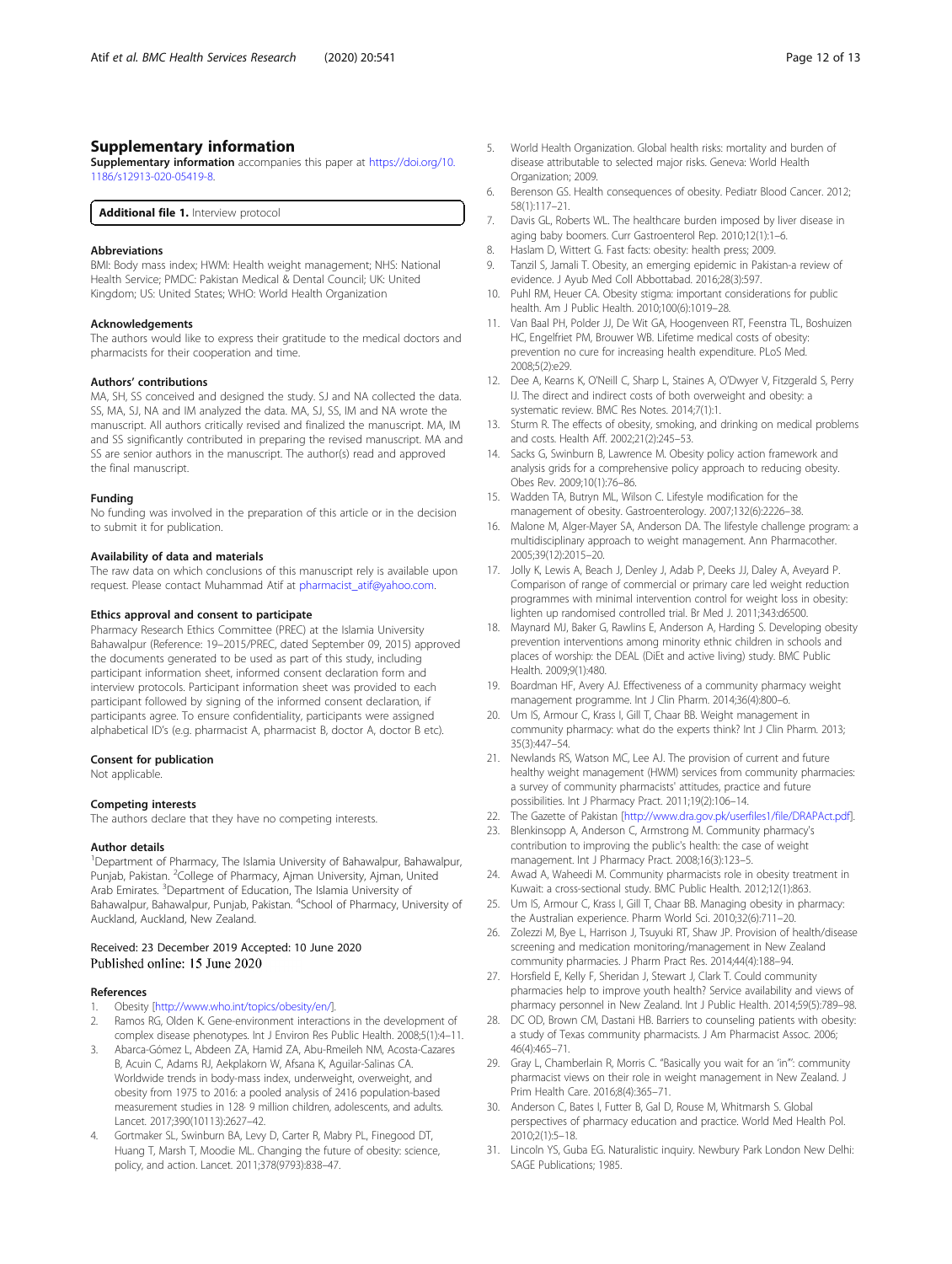## Supplementary information

**Supplementary information** accompanies this paper at https://doi.org/10.1186/s12913-020-05419-8.

**Additional file 1.** Interview protocol

### Abbreviations

BMI: Body mass index; HWM: Health weight management; NHS: National Health Service; PMDC: Pakistan Medical & Dental Council; UK: United Kingdom; US: United States; WHO: World Health Organization

### Acknowledgements

The authors would like to express their gratitude to the medical doctors and pharmacists for their cooperation and time.

### Authors' contributions

MA, SH, SS conceived and designed the study. SJ and NA collected the data. SS, MA, SJ, NA and IM analyzed the data. MA, SJ, SS, IM and NA wrote the manuscript. All authors critically revised and finalized the manuscript. MA, IM and SS significantly contributed in preparing the revised manuscript. MA and SS are senior authors in the manuscript. The author(s) read and approved the final manuscript.

### Funding

No funding was involved in the preparation of this article or in the decision to submit it for publication.

### Availability of data and materials

The raw data on which conclusions of this manuscript rely is available upon request. Please contact Muhammad Atif at pharmacist_atif@yahoo.com.

### Ethics approval and consent to participate

Pharmacy Research Ethics Committee (PREC) at the Islamia University Bahawalpur (Reference: 19–2015/PREC, dated September 09, 2015) approved the documents generated to be used as part of this study, including participant information sheet, informed consent declaration form and interview protocols. Participant information sheet was provided to each participant followed by signing of the informed consent declaration, if participants agree. To ensure confidentiality, participants were assigned alphabetical ID's (e.g. pharmacist A, pharmacist B, doctor A, doctor B etc).

### Consent for publication

Not applicable.

### Competing interests

The authors declare that they have no competing interests.

### Author details

[1]Department of Pharmacy, The Islamia University of Bahawalpur, Bahawalpur, Punjab, Pakistan. [2]College of Pharmacy, Ajman University, Ajman, United Arab Emirates. [3]Department of Education, The Islamia University of Bahawalpur, Bahawalpur, Punjab, Pakistan. [4]School of Pharmacy, University of Auckland, Auckland, New Zealand.

Received: 23 December 2019 Accepted: 10 June 2020
Published online: 15 June 2020

### References

1. Obesity [http://www.who.int/topics/obesity/en/].
2. Ramos RG, Olden K. Gene-environment interactions in the development of complex disease phenotypes. Int J Environ Res Public Health. 2008;5(1):4–11.
3. Abarca-Gómez L, Abdeen ZA, Hamid ZA, Abu-Rmeileh NM, Acosta-Cazares B, Acuin C, Adams RJ, Aekplakorn W, Afsana K, Aguilar-Salinas CA. Worldwide trends in body-mass index, underweight, overweight, and obesity from 1975 to 2016: a pooled analysis of 2416 population-based measurement studies in 128· 9 million children, adolescents, and adults. Lancet. 2017;390(10113):2627–42.
4. Gortmaker SL, Swinburn BA, Levy D, Carter R, Mabry PL, Finegood DT, Huang T, Marsh T, Moodie ML. Changing the future of obesity: science, policy, and action. Lancet. 2011;378(9793):838–47.
5. World Health Organization. Global health risks: mortality and burden of disease attributable to selected major risks. Geneva: World Health Organization; 2009.
6. Berenson GS. Health consequences of obesity. Pediatr Blood Cancer. 2012; 58(1):117–21.
7. Davis GL, Roberts WL. The healthcare burden imposed by liver disease in aging baby boomers. Curr Gastroenterol Rep. 2010;12(1):1–6.
8. Haslam D, Wittert G. Fast facts: obesity: health press; 2009.
9. Tanzil S, Jamali T. Obesity, an emerging epidemic in Pakistan-a review of evidence. J Ayub Med Coll Abbottabad. 2016;28(3):597.
10. Puhl RM, Heuer CA. Obesity stigma: important considerations for public health. Am J Public Health. 2010;100(6):1019–28.
11. Van Baal PH, Polder JJ, De Wit GA, Hoogenveen RT, Feenstra TL, Boshuizen HC, Engelfriet PM, Brouwer WB. Lifetime medical costs of obesity: prevention no cure for increasing health expenditure. PLoS Med. 2008;5(2):e29.
12. Dee A, Kearns K, O'Neill C, Sharp L, Staines A, O'Dwyer V, Fitzgerald S, Perry IJ. The direct and indirect costs of both overweight and obesity: a systematic review. BMC Res Notes. 2014;7(1):1.
13. Sturm R. The effects of obesity, smoking, and drinking on medical problems and costs. Health Aff. 2002;21(2):245–53.
14. Sacks G, Swinburn B, Lawrence M. Obesity policy action framework and analysis grids for a comprehensive policy approach to reducing obesity. Obes Rev. 2009;10(1):76–86.
15. Wadden TA, Butryn ML, Wilson C. Lifestyle modification for the management of obesity. Gastroenterology. 2007;132(6):2226–38.
16. Malone M, Alger-Mayer SA, Anderson DA. The lifestyle challenge program: a multidisciplinary approach to weight management. Ann Pharmacother. 2005;39(12):2015–20.
17. Jolly K, Lewis A, Beach J, Denley J, Adab P, Deeks JJ, Daley A, Aveyard P. Comparison of range of commercial or primary care led weight reduction programmes with minimal intervention control for weight loss in obesity: lighten up randomised controlled trial. Br Med J. 2011;343:d6500.
18. Maynard MJ, Baker G, Rawlins E, Anderson A, Harding S. Developing obesity prevention interventions among minority ethnic children in schools and places of worship: the DEAL (DiEt and active living) study. BMC Public Health. 2009;9(1):480.
19. Boardman HF, Avery AJ. Effectiveness of a community pharmacy weight management programme. Int J Clin Pharm. 2014;36(4):800–6.
20. Um IS, Armour C, Krass I, Gill T, Chaar BB. Weight management in community pharmacy: what do the experts think? Int J Clin Pharm. 2013; 35(3):447–54.
21. Newlands RS, Watson MC, Lee AJ. The provision of current and future healthy weight management (HWM) services from community pharmacies: a survey of community pharmacists' attitudes, practice and future possibilities. Int J Pharmacy Pract. 2011;19(2):106–14.
22. The Gazette of Pakistan [http://www.dra.gov.pk/userfiles1/file/DRAPAct.pdf].
23. Blenkinsopp A, Anderson C, Armstrong M. Community pharmacy's contribution to improving the public's health: the case of weight management. Int J Pharmacy Pract. 2008;16(3):123–5.
24. Awad A, Waheedi M. Community pharmacists role in obesity treatment in Kuwait: a cross-sectional study. BMC Public Health. 2012;12(1):863.
25. Um IS, Armour C, Krass I, Gill T, Chaar BB. Managing obesity in pharmacy: the Australian experience. Pharm World Sci. 2010;32(6):711–20.
26. Zolezzi M, Bye L, Harrison J, Tsuyuki RT, Shaw JP. Provision of health/disease screening and medication monitoring/management in New Zealand community pharmacies. J Pharm Pract Res. 2014;44(4):188–94.
27. Horsfield E, Kelly F, Sheridan J, Stewart J, Clark T. Could community pharmacies help to improve youth health? Service availability and views of pharmacy personnel in New Zealand. Int J Public Health. 2014;59(5):789–98.
28. DC OD, Brown CM, Dastani HB. Barriers to counseling patients with obesity: a study of Texas community pharmacists. J Am Pharmacist Assoc. 2006; 46(4):465–71.
29. Gray L, Chamberlain R, Morris C. "Basically you wait for an 'in'": community pharmacist views on their role in weight management in New Zealand. J Prim Health Care. 2016;8(4):365–71.
30. Anderson C, Bates I, Futter B, Gal D, Rouse M, Whitmarsh S. Global perspectives of pharmacy education and practice. World Med Health Pol. 2010;2(1):5–18.
31. Lincoln YS, Guba EG. Naturalistic inquiry. Newbury Park London New Delhi: SAGE Publications; 1985.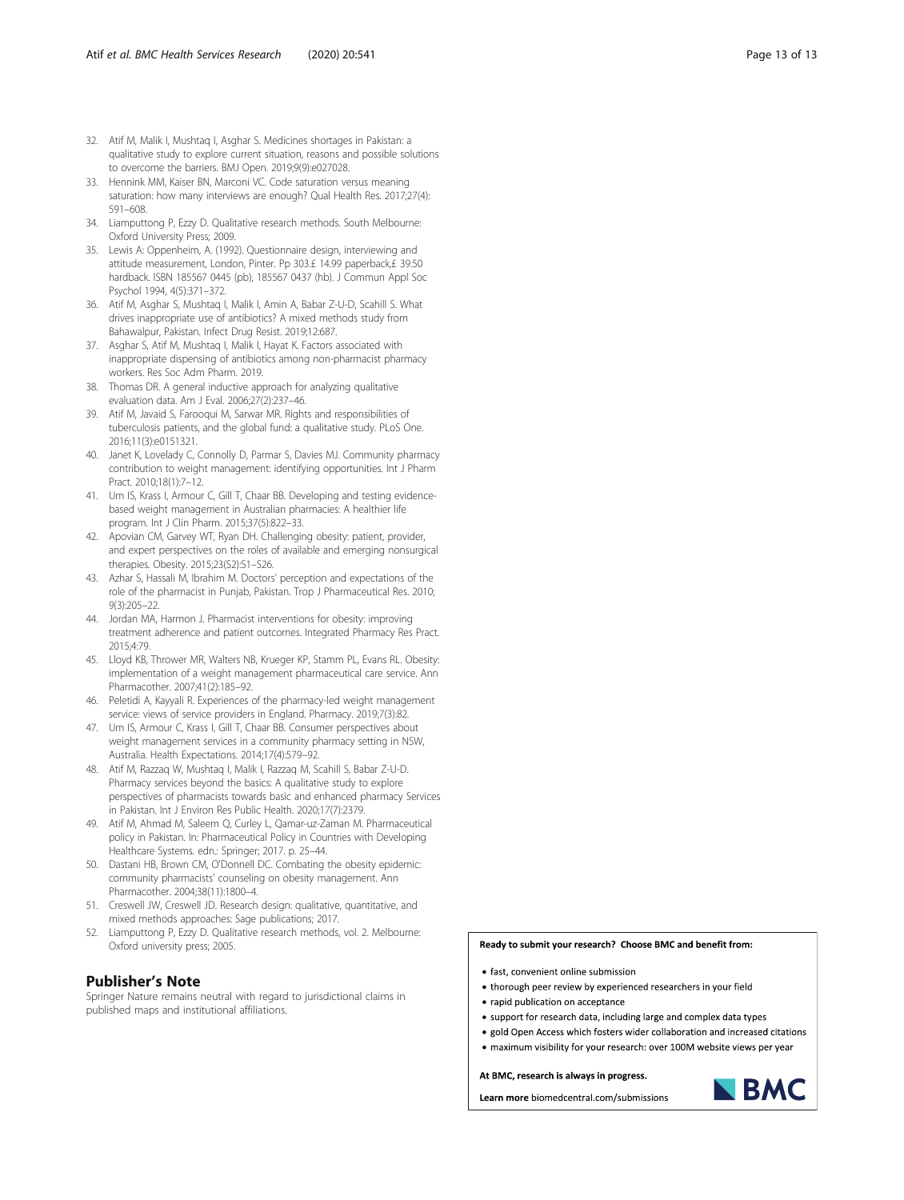32. Atif M, Malik I, Mushtaq I, Asghar S. Medicines shortages in Pakistan: a qualitative study to explore current situation, reasons and possible solutions to overcome the barriers. BMJ Open. 2019;9(9):e027028.
33. Hennink MM, Kaiser BN, Marconi VC. Code saturation versus meaning saturation: how many interviews are enough? Qual Health Res. 2017;27(4): 591–608.
34. Liamputtong P, Ezzy D. Qualitative research methods. South Melbourne: Oxford University Press; 2009.
35. Lewis A: Oppenheim, A. (1992). Questionnaire design, interviewing and attitude measurement, London, Pinter. Pp 303.£ 14.99 paperback,£ 39.50 hardback. ISBN 185567 0445 (pb), 185567 0437 (hb). J Commun Appl Soc Psychol 1994, 4(5):371–372.
36. Atif M, Asghar S, Mushtaq I, Malik I, Amin A, Babar Z-U-D, Scahill S. What drives inappropriate use of antibiotics? A mixed methods study from Bahawalpur, Pakistan. Infect Drug Resist. 2019;12:687.
37. Asghar S, Atif M, Mushtaq I, Malik I, Hayat K. Factors associated with inappropriate dispensing of antibiotics among non-pharmacist pharmacy workers. Res Soc Adm Pharm. 2019.
38. Thomas DR. A general inductive approach for analyzing qualitative evaluation data. Am J Eval. 2006;27(2):237–46.
39. Atif M, Javaid S, Farooqui M, Sarwar MR. Rights and responsibilities of tuberculosis patients, and the global fund: a qualitative study. PLoS One. 2016;11(3):e0151321.
40. Janet K, Lovelady C, Connolly D, Parmar S, Davies MJ. Community pharmacy contribution to weight management: identifying opportunities. Int J Pharm Pract. 2010;18(1):7–12.
41. Um IS, Krass I, Armour C, Gill T, Chaar BB. Developing and testing evidence-based weight management in Australian pharmacies: A healthier life program. Int J Clin Pharm. 2015;37(5):822–33.
42. Apovian CM, Garvey WT, Ryan DH. Challenging obesity: patient, provider, and expert perspectives on the roles of available and emerging nonsurgical therapies. Obesity. 2015;23(S2):S1–S26.
43. Azhar S, Hassali M, Ibrahim M. Doctors' perception and expectations of the role of the pharmacist in Punjab, Pakistan. Trop J Pharmaceutical Res. 2010; 9(3):205–22.
44. Jordan MA, Harmon J. Pharmacist interventions for obesity: improving treatment adherence and patient outcomes. Integrated Pharmacy Res Pract. 2015;4:79.
45. Lloyd KB, Thrower MR, Walters NB, Krueger KP, Stamm PL, Evans RL. Obesity: implementation of a weight management pharmaceutical care service. Ann Pharmacother. 2007;41(2):185–92.
46. Peletidi A, Kayyali R. Experiences of the pharmacy-led weight management service: views of service providers in England. Pharmacy. 2019;7(3):82.
47. Um IS, Armour C, Krass I, Gill T, Chaar BB. Consumer perspectives about weight management services in a community pharmacy setting in NSW, Australia. Health Expectations. 2014;17(4):579–92.
48. Atif M, Razzaq W, Mushtaq I, Malik I, Razzaq M, Scahill S, Babar Z-U-D. Pharmacy services beyond the basics: A qualitative study to explore perspectives of pharmacists towards basic and enhanced pharmacy Services in Pakistan. Int J Environ Res Public Health. 2020;17(7):2379.
49. Atif M, Ahmad M, Saleem Q, Curley L, Qamar-uz-Zaman M. Pharmaceutical policy in Pakistan. In: Pharmaceutical Policy in Countries with Developing Healthcare Systems. edn.: Springer; 2017. p. 25–44.
50. Dastani HB, Brown CM, O'Donnell DC. Combating the obesity epidemic: community pharmacists' counseling on obesity management. Ann Pharmacother. 2004;38(11):1800–4.
51. Creswell JW, Creswell JD. Research design: qualitative, quantitative, and mixed methods approaches: Sage publications; 2017.
52. Liamputtong P, Ezzy D. Qualitative research methods, vol. 2. Melbourne: Oxford university press; 2005.

## Publisher's Note

Springer Nature remains neutral with regard to jurisdictional claims in published maps and institutional affiliations.

**Ready to submit your research? Choose BMC and benefit from:**

- fast, convenient online submission
- thorough peer review by experienced researchers in your field
- rapid publication on acceptance
- support for research data, including large and complex data types
- gold Open Access which fosters wider collaboration and increased citations
- maximum visibility for your research: over 100M website views per year

**At BMC, research is always in progress.**

**Learn more** biomedcentral.com/submissions

BMC